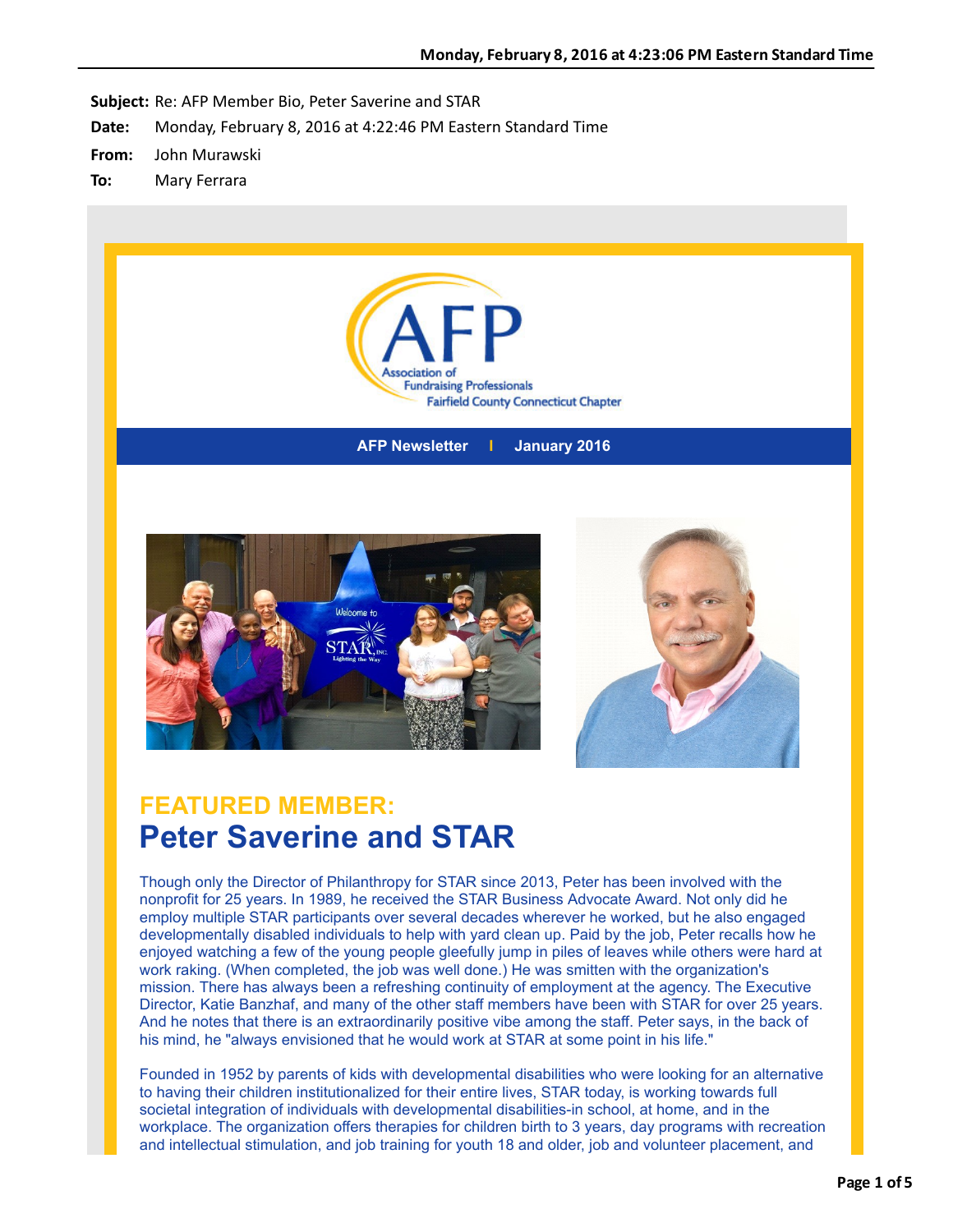**Subject:** Re: AFP Member Bio, Peter Saverine and STAR

**Date:** Monday, February 8, 2016 at 4:22:46 PM Eastern Standard Time

**From:** John Murawski

**To:** Mary Ferrara

AFP Association of Fundraising Professionals Fairfield County Connecticut Chapter

**AFP Newsletter | January 2016**

## FEATURED MEMBER:

# Peter Saverine and STAR

Though only the Director of Philanthropy for STAR since 2013, Peter has been involved with the nonprofit for 25 years. In 1989, he received the STAR Business Advocate Award. Not only did he employ multiple STAR participants over several decades wherever he worked, but he also engaged developmentally disabled individuals to help with yard clean up. Paid by the job, Peter recalls how he enjoyed watching a few of the young people gleefully jump in piles of leaves while others were hard at work raking. (When completed, the job was well done.) He was smitten with the organization's mission. There has always been a refreshing continuity of employment at the agency. The Executive Director, Katie Banzhaf, and many of the other staff members have been with STAR for over 25 years. And he notes that there is an extraordinarily positive vibe among the staff. Peter says, in the back of his mind, he "always envisioned that he would work at STAR at some point in his life."

Founded in 1952 by parents of kids with developmental disabilities who were looking for an alternative to having their children institutionalized for their entire lives, STAR today, is working towards full societal integration of individuals with developmental disabilities-in school, at home, and in the workplace. The organization offers therapies for children birth to 3 years, day programs with recreation and intellectual stimulation, and job training for youth 18 and older, job and volunteer placement, and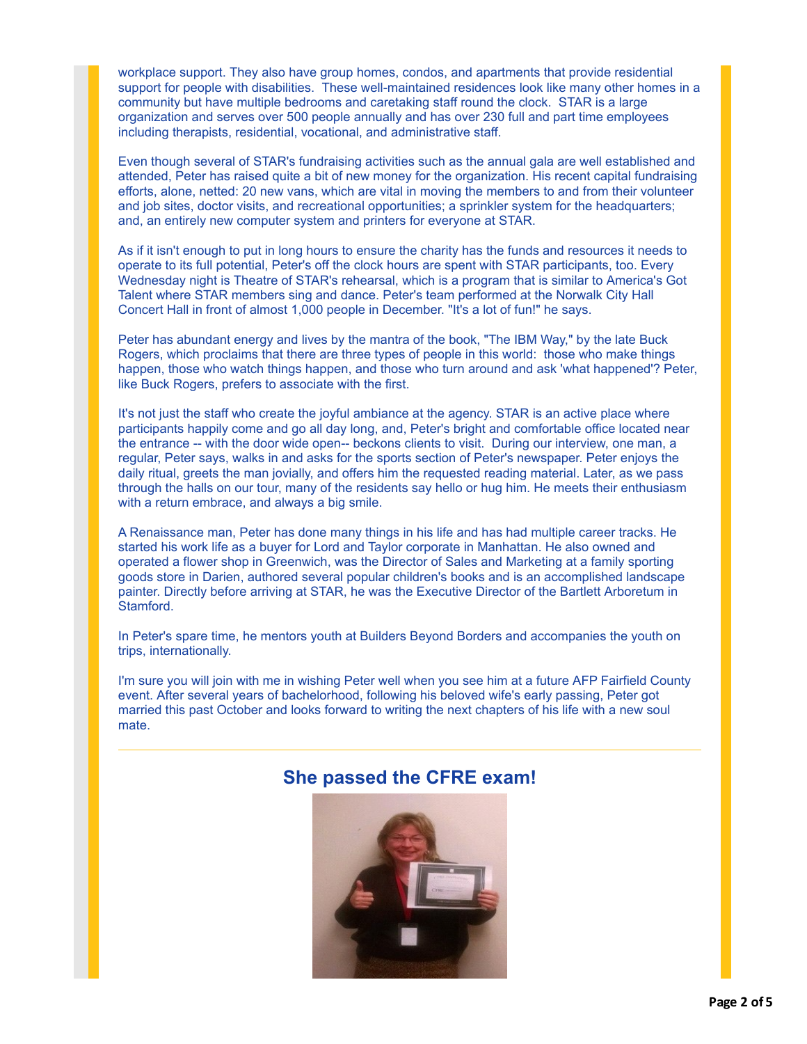workplace support. They also have group homes, condos, and apartments that provide residential support for people with disabilities. These well-maintained residences look like many other homes in a community but have multiple bedrooms and caretaking staff round the clock. STAR is a large organization and serves over 500 people annually and has over 230 full and part time employees including therapists, residential, vocational, and administrative staff.

Even though several of STAR's fundraising activities such as the annual gala are well established and attended, Peter has raised quite a bit of new money for the organization. His recent capital fundraising efforts, alone, netted: 20 new vans, which are vital in moving the members to and from their volunteer and job sites, doctor visits, and recreational opportunities; a sprinkler system for the headquarters; and, an entirely new computer system and printers for everyone at STAR.

As if it isn't enough to put in long hours to ensure the charity has the funds and resources it needs to operate to its full potential, Peter's off the clock hours are spent with STAR participants, too. Every Wednesday night is Theatre of STAR's rehearsal, which is a program that is similar to America's Got Talent where STAR members sing and dance. Peter's team performed at the Norwalk City Hall Concert Hall in front of almost 1,000 people in December. "It's a lot of fun!" he says.

Peter has abundant energy and lives by the mantra of the book, "The IBM Way," by the late Buck Rogers, which proclaims that there are three types of people in this world: those who make things happen, those who watch things happen, and those who turn around and ask 'what happened'? Peter, like Buck Rogers, prefers to associate with the first.

It's not just the staff who create the joyful ambiance at the agency. STAR is an active place where participants happily come and go all day long, and, Peter's bright and comfortable office located near the entrance -- with the door wide open-- beckons clients to visit. During our interview, one man, a regular, Peter says, walks in and asks for the sports section of Peter's newspaper. Peter enjoys the daily ritual, greets the man jovially, and offers him the requested reading material. Later, as we pass through the halls on our tour, many of the residents say hello or hug him. He meets their enthusiasm with a return embrace, and always a big smile.

A Renaissance man, Peter has done many things in his life and has had multiple career tracks. He started his work life as a buyer for Lord and Taylor corporate in Manhattan. He also owned and operated a flower shop in Greenwich, was the Director of Sales and Marketing at a family sporting goods store in Darien, authored several popular children's books and is an accomplished landscape painter. Directly before arriving at STAR, he was the Executive Director of the Bartlett Arboretum in Stamford.

In Peter's spare time, he mentors youth at Builders Beyond Borders and accompanies the youth on trips, internationally.

I'm sure you will join with me in wishing Peter well when you see him at a future AFP Fairfield County event. After several years of bachelorhood, following his beloved wife's early passing, Peter got married this past October and looks forward to writing the next chapters of his life with a new soul mate.

---

## She passed the CFRE exam!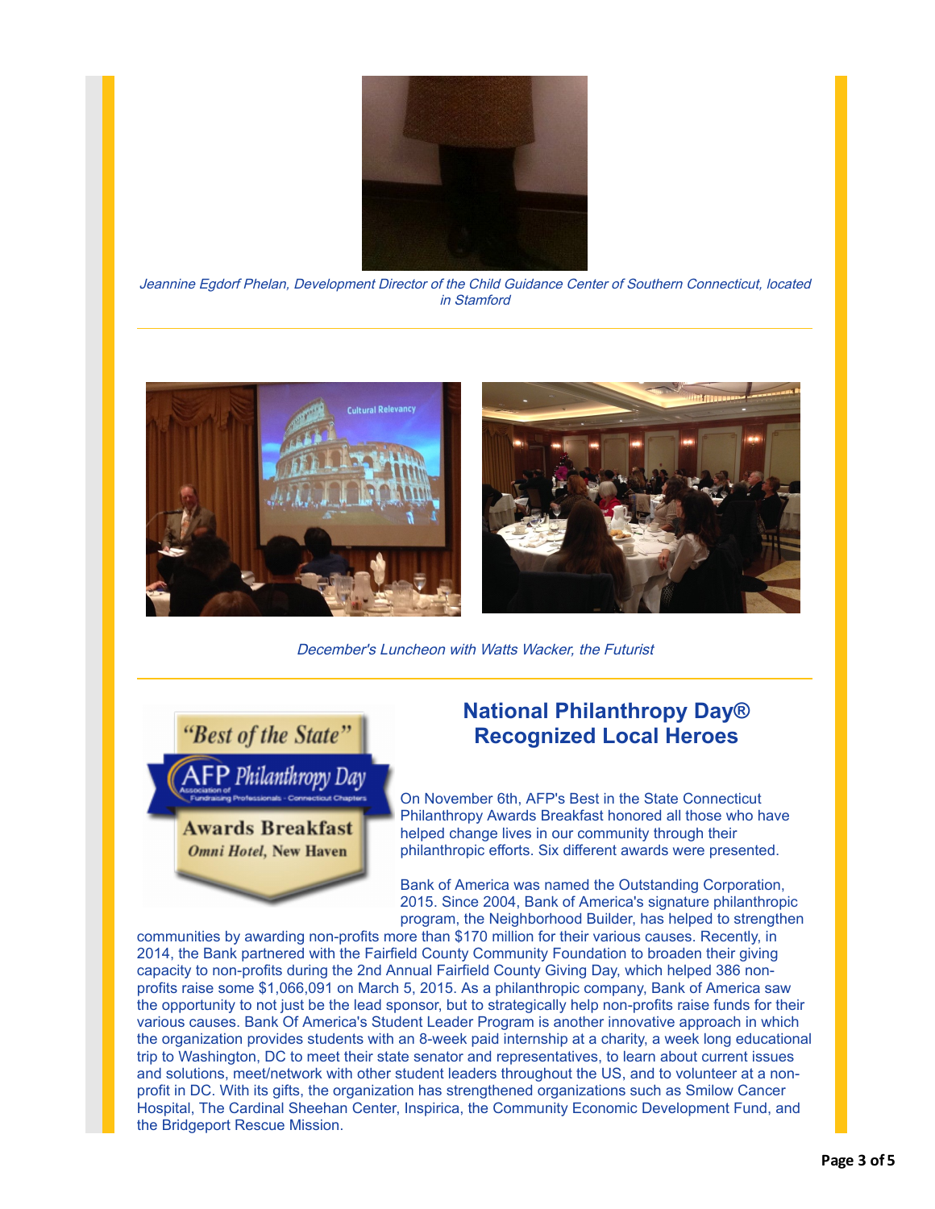*Jeannine Egdorf Phelan, Development Director of the Child Guidance Center of Southern Connecticut, located in Stamford*

---

*December's Luncheon with Watts Wacker, the Futurist*

---

## National Philanthropy Day® Recognized Local Heroes

On November 6th, AFP's Best in the State Connecticut Philanthropy Awards Breakfast honored all those who have helped change lives in our community through their philanthropic efforts. Six different awards were presented.

Bank of America was named the Outstanding Corporation, 2015. Since 2004, Bank of America's signature philanthropic program, the Neighborhood Builder, has helped to strengthen communities by awarding non-profits more than $170 million for their various causes. Recently, in 2014, the Bank partnered with the Fairfield County Community Foundation to broaden their giving capacity to non-profits during the 2nd Annual Fairfield County Giving Day, which helped 386 non-profits raise some $1,066,091 on March 5, 2015. As a philanthropic company, Bank of America saw the opportunity to not just be the lead sponsor, but to strategically help non-profits raise funds for their various causes. Bank Of America's Student Leader Program is another innovative approach in which the organization provides students with an 8-week paid internship at a charity, a week long educational trip to Washington, DC to meet their state senator and representatives, to learn about current issues and solutions, meet/network with other student leaders throughout the US, and to volunteer at a non-profit in DC. With its gifts, the organization has strengthened organizations such as Smilow Cancer Hospital, The Cardinal Sheehan Center, Inspirica, the Community Economic Development Fund, and the Bridgeport Rescue Mission.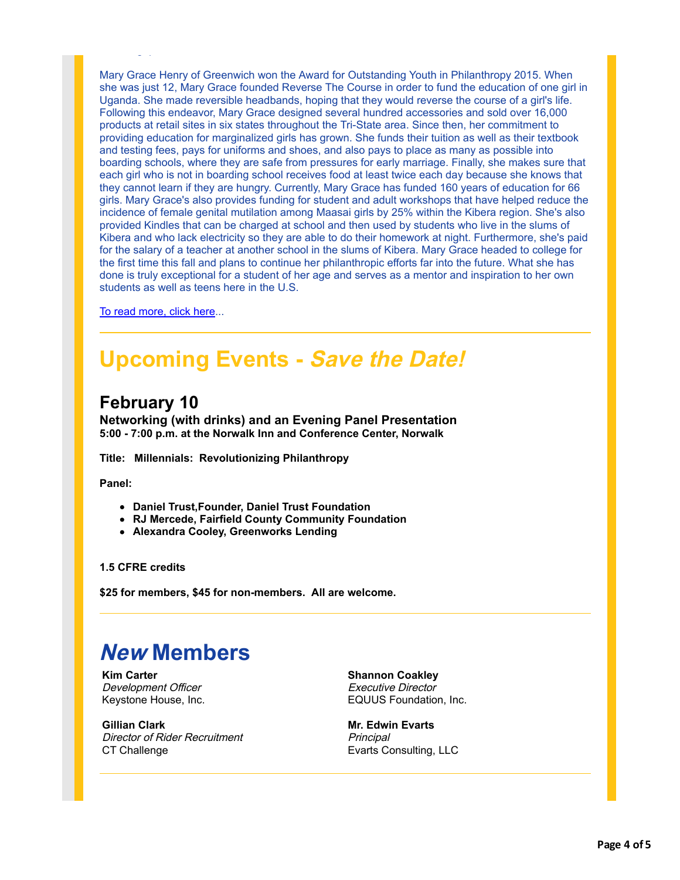Mary Grace Henry of Greenwich won the Award for Outstanding Youth in Philanthropy 2015. When she was just 12, Mary Grace founded Reverse The Course in order to fund the education of one girl in Uganda. She made reversible headbands, hoping that they would reverse the course of a girl's life. Following this endeavor, Mary Grace designed several hundred accessories and sold over 16,000 products at retail sites in six states throughout the Tri-State area. Since then, her commitment to providing education for marginalized girls has grown. She funds their tuition as well as their textbook and testing fees, pays for uniforms and shoes, and also pays to place as many as possible into boarding schools, where they are safe from pressures for early marriage. Finally, she makes sure that each girl who is not in boarding school receives food at least twice each day because she knows that they cannot learn if they are hungry. Currently, Mary Grace has funded 160 years of education for 66 girls. Mary Grace's also provides funding for student and adult workshops that have helped reduce the incidence of female genital mutilation among Maasai girls by 25% within the Kibera region. She's also provided Kindles that can be charged at school and then used by students who live in the slums of Kibera and who lack electricity so they are able to do their homework at night. Furthermore, she's paid for the salary of a teacher at another school in the slums of Kibera. Mary Grace headed to college for the first time this fall and plans to continue her philanthropic efforts far into the future. What she has done is truly exceptional for a student of her age and serves as a mentor and inspiration to her own students as well as teens here in the U.S.

To read more, click here...

# Upcoming Events - *Save the Date!*

## February 10

**Networking (with drinks) and an Evening Panel Presentation**
**5:00 - 7:00 p.m. at the Norwalk Inn and Conference Center, Norwalk**

**Title: Millennials: Revolutionizing Philanthropy**

**Panel:**

- **Daniel Trust,Founder, Daniel Trust Foundation**
- **RJ Mercede, Fairfield County Community Foundation**
- **Alexandra Cooley, Greenworks Lending**

**1.5 CFRE credits**

**$25 for members, $45 for non-members. All are welcome.**

# *New* Members

**Kim Carter**
*Development Officer*
Keystone House, Inc.

**Gillian Clark**
*Director of Rider Recruitment*
CT Challenge

**Shannon Coakley**
*Executive Director*
EQUUS Foundation, Inc.

**Mr. Edwin Evarts**
*Principal*
Evarts Consulting, LLC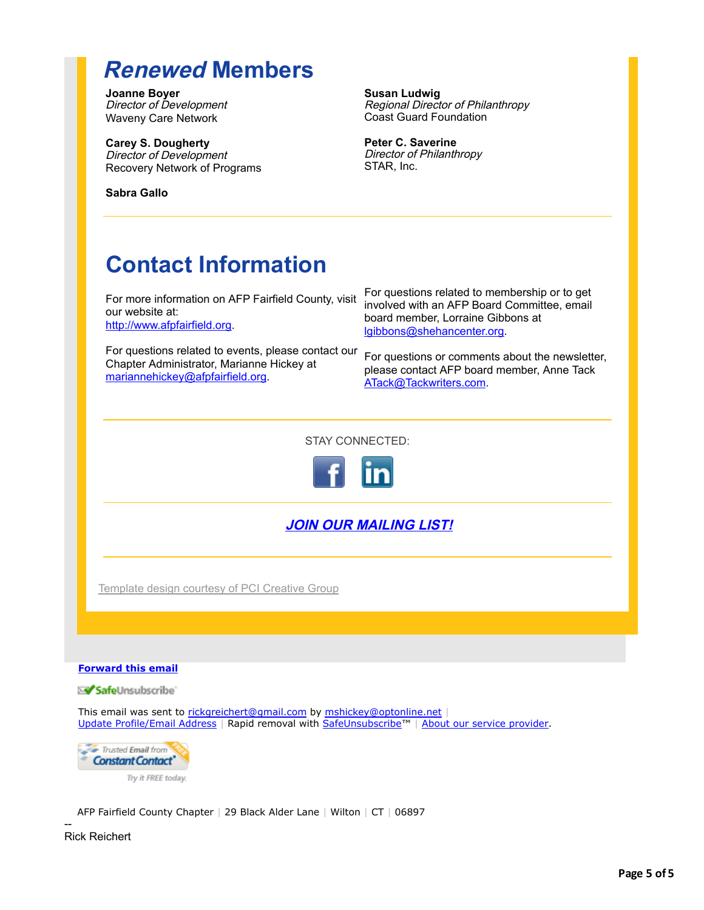## *Renewed* Members

**Joanne Boyer**
*Director of Development*
Waveny Care Network

**Carey S. Dougherty**
*Director of Development*
Recovery Network of Programs

**Sabra Gallo**

**Susan Ludwig**
*Regional Director of Philanthropy*
Coast Guard Foundation

**Peter C. Saverine**
*Director of Philanthropy*
STAR, Inc.

## Contact Information

For more information on AFP Fairfield County, visit our website at: http://www.afpfairfield.org.

For questions related to events, please contact our Chapter Administrator, Marianne Hickey at mariannehickey@afpfairfield.org.

For questions related to membership or to get involved with an AFP Board Committee, email board member, Lorraine Gibbons at lgibbons@shehancenter.org.

For questions or comments about the newsletter, please contact AFP board member, Anne Tack ATack@Tackwriters.com.

STAY CONNECTED:

***JOIN OUR MAILING LIST!***

Template design courtesy of PCI Creative Group

**Forward this email**

SafeUnsubscribe

This email was sent to rickgreichert@gmail.com by mshickey@optonline.net | Update Profile/Email Address | Rapid removal with SafeUnsubscribe™ | About our service provider.

Trusted Email from Constant Contact. Try it FREE today.

AFP Fairfield County Chapter | 29 Black Alder Lane | Wilton | CT | 06897

--
Rick Reichert